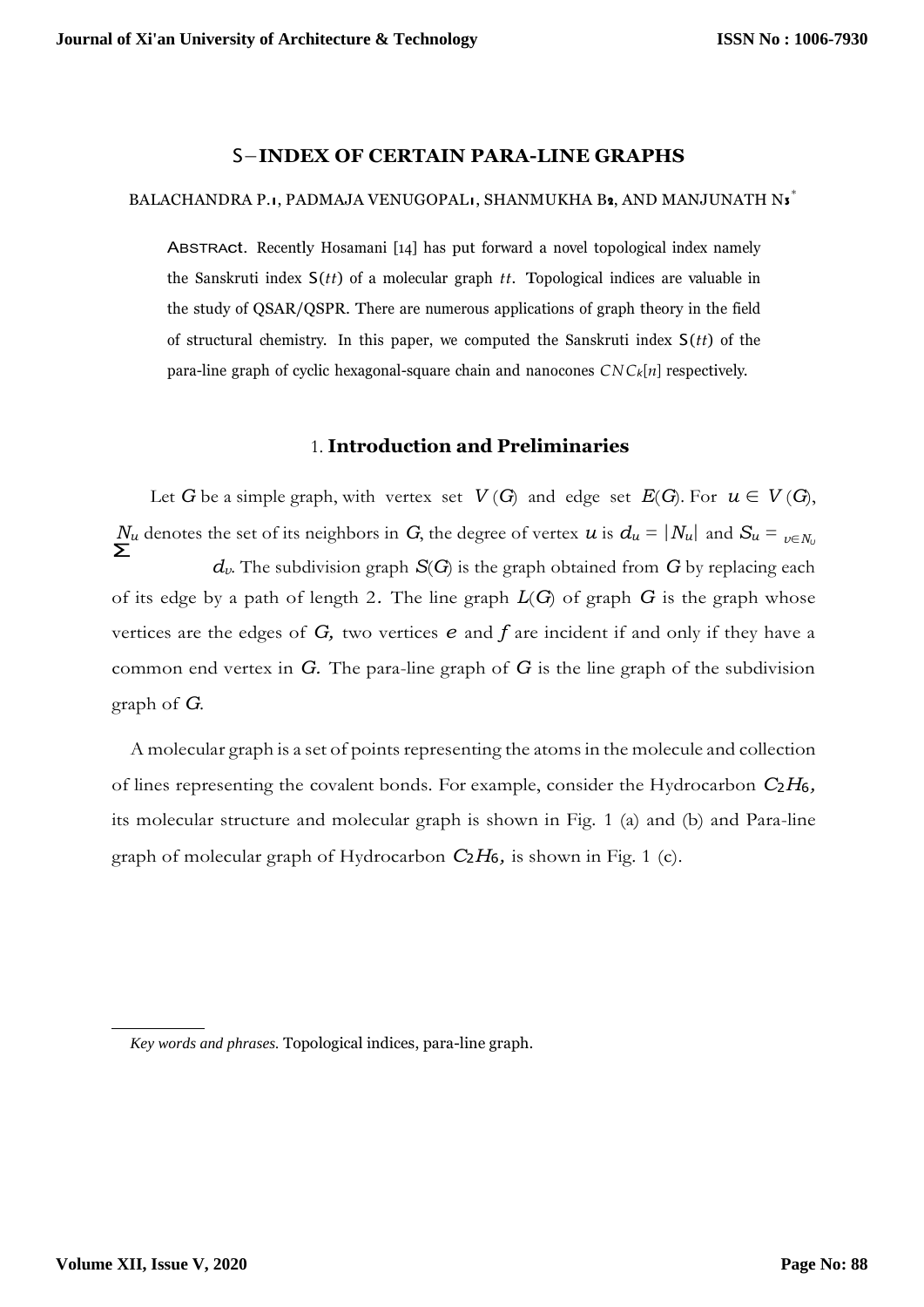# S−INDEX OF CERTAIN PARA-LINE GRAPHS

BALACHANDRA P.[1], PADMAJA VENUGOPAL[1], SHANMUKHA B[2], AND MANJUNATH N[3]*

ABSTRACT. Recently Hosamani [14] has put forward a novel topological index namely the Sanskruti index $S(tt)$ of a molecular graph $tt$. Topological indices are valuable in the study of QSAR/QSPR. There are numerous applications of graph theory in the field of structural chemistry. In this paper, we computed the Sanskruti index $S(tt)$ of the para-line graph of cyclic hexagonal-square chain and nanocones $CNC_k[n]$ respectively.

## 1. Introduction and Preliminaries

Let $G$ be a simple graph, with vertex set $V(G)$ and edge set $E(G)$. For $u \in V(G)$, $N_u$ denotes the set of its neighbors in $G$, the degree of vertex $u$ is $d_u = |N_u|$ and $S_u = \sum_{v \in N_u} d_v$. The subdivision graph $S(G)$ is the graph obtained from $G$ by replacing each of its edge by a path of length 2. The line graph $L(G)$ of graph $G$ is the graph whose vertices are the edges of $G$, two vertices $e$ and $f$ are incident if and only if they have a common end vertex in $G$. The para-line graph of $G$ is the line graph of the subdivision graph of $G$.

A molecular graph is a set of points representing the atoms in the molecule and collection of lines representing the covalent bonds. For example, consider the Hydrocarbon $C_2H_6$, its molecular structure and molecular graph is shown in Fig. 1 (a) and (b) and Para-line graph of molecular graph of Hydrocarbon $C_2H_6$, is shown in Fig. 1 (c).

*Key words and phrases.* Topological indices, para-line graph.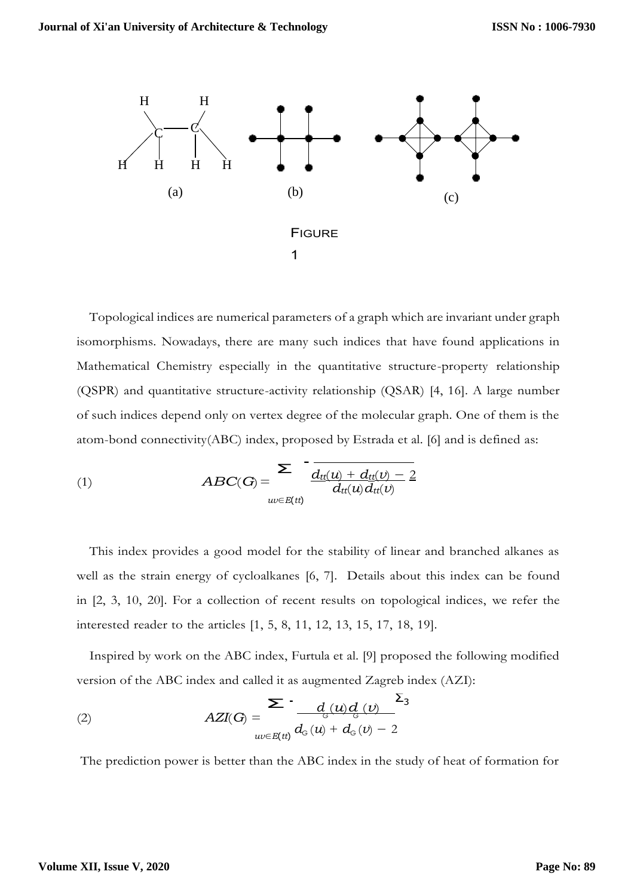(a) (b) (c)

FIGURE 1

Topological indices are numerical parameters of a graph which are invariant under graph isomorphisms. Nowadays, there are many such indices that have found applications in Mathematical Chemistry especially in the quantitative structure-property relationship (QSPR) and quantitative structure-activity relationship (QSAR) [4, 16]. A large number of such indices depend only on vertex degree of the molecular graph. One of them is the atom-bond connectivity(ABC) index, proposed by Estrada et al. [6] and is defined as:

$$ABC(G) = \sum_{uv \in E(G)} \sqrt{\frac{d_G(u) + d_G(v) - 2}{d_G(u) d_G(v)}} \tag{1}$$

This index provides a good model for the stability of linear and branched alkanes as well as the strain energy of cycloalkanes [6, 7]. Details about this index can be found in [2, 3, 10, 20]. For a collection of recent results on topological indices, we refer the interested reader to the articles [1, 5, 8, 11, 12, 13, 15, 17, 18, 19].

Inspired by work on the ABC index, Furtula et al. [9] proposed the following modified version of the ABC index and called it as augmented Zagreb index (AZI):

$$AZI(G) = \sum_{uv \in E(G)} \left( \frac{d_G(u) d_G(v)}{d_G(u) + d_G(v) - 2} \right)^3 \tag{2}$$

The prediction power is better than the ABC index in the study of heat of formation for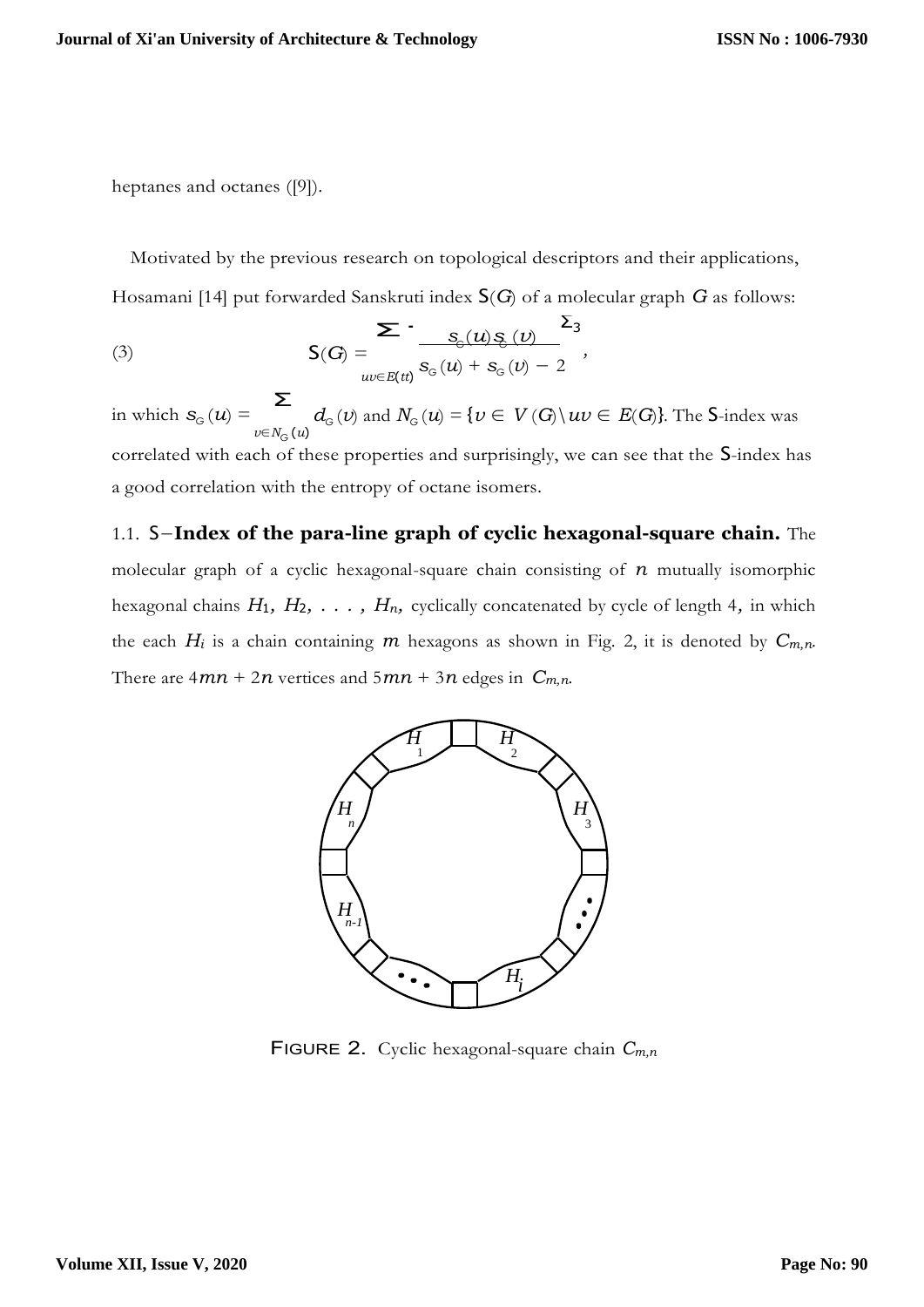heptanes and octanes ([9]).

Motivated by the previous research on topological descriptors and their applications, Hosamani [14] put forwarded Sanskruti index $S(G)$ of a molecular graph $G$ as follows:

$$S(G) = \sum_{uv \in E(G)} \left( \frac{s_G(u) s_G(v)}{s_G(u) + s_G(v) - 2} \right)^3, \tag{3}$$

in which $s_G(u) = \sum_{v \in N_G(u)} d_G(v)$ and $N_G(u) = \{v \in V(G) \setminus uv \in E(G)\}$. The $S$-index was correlated with each of these properties and surprisingly, we can see that the $S$-index has a good correlation with the entropy of octane isomers.

### 1.1. $S-$Index of the para-line graph of cyclic hexagonal-square chain.

The molecular graph of a cyclic hexagonal-square chain consisting of $n$ mutually isomorphic hexagonal chains $H_1, H_2, \ldots, H_n$, cyclically concatenated by cycle of length 4, in which the each $H_i$ is a chain containing $m$ hexagons as shown in Fig. 2, it is denoted by $C_{m,n}$. There are $4mn + 2n$ vertices and $5mn + 3n$ edges in $C_{m,n}$.

FIGURE 2. Cyclic hexagonal-square chain $C_{m,n}$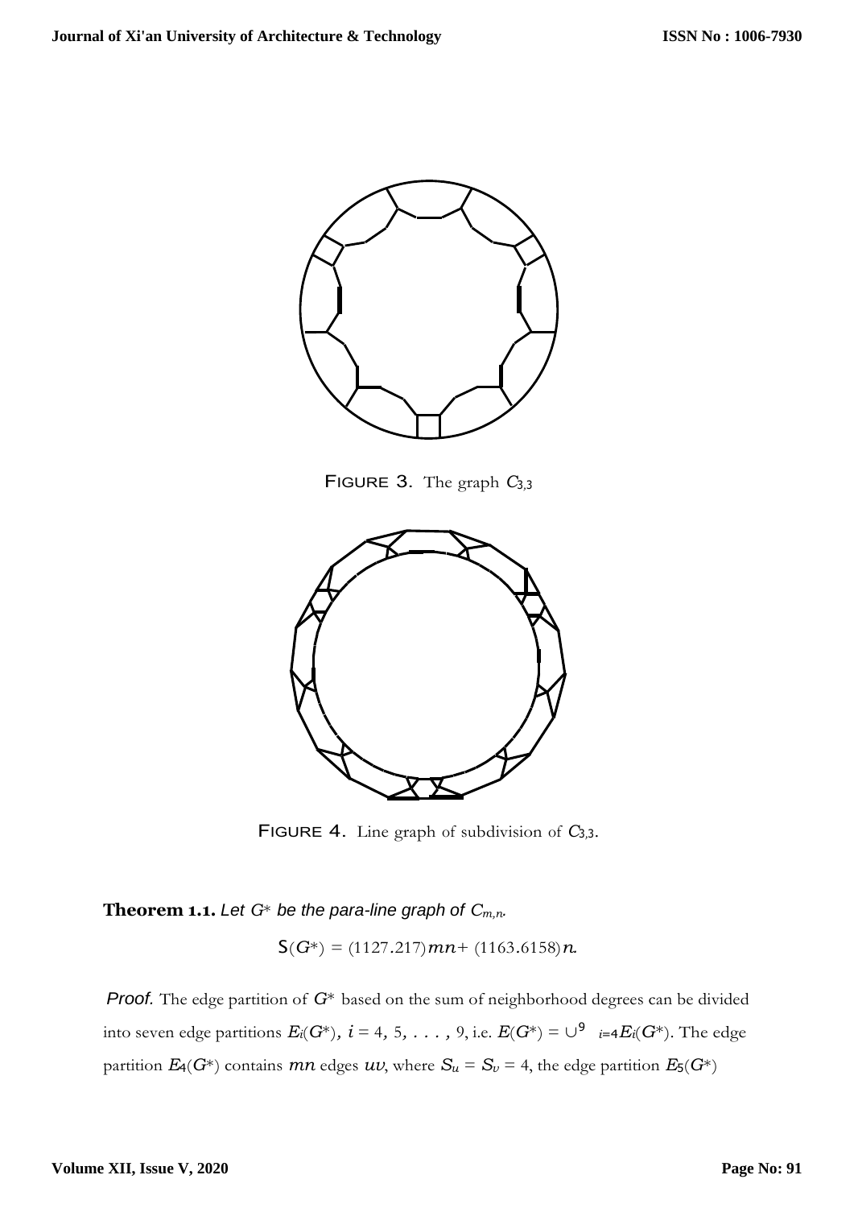FIGURE 3. The graph $C_{3,3}$

FIGURE 4. Line graph of subdivision of $C_{3,3}$.

**Theorem 1.1.** *Let $G^*$ be the para-line graph of $C_{m,n}$.*

$$S(G^*) = (1127.217)mn + (1163.6158)n.$$

*Proof.* The edge partition of $G^*$ based on the sum of neighborhood degrees can be divided into seven edge partitions $E_i(G^*)$, $i = 4, 5, \ldots, 9$, i.e. $E(G^*) = \cup_{i=4}^{9} E_i(G^*)$. The edge partition $E_4(G^*)$ contains $mn$ edges $uv$, where $S_u = S_v = 4$, the edge partition $E_5(G^*)$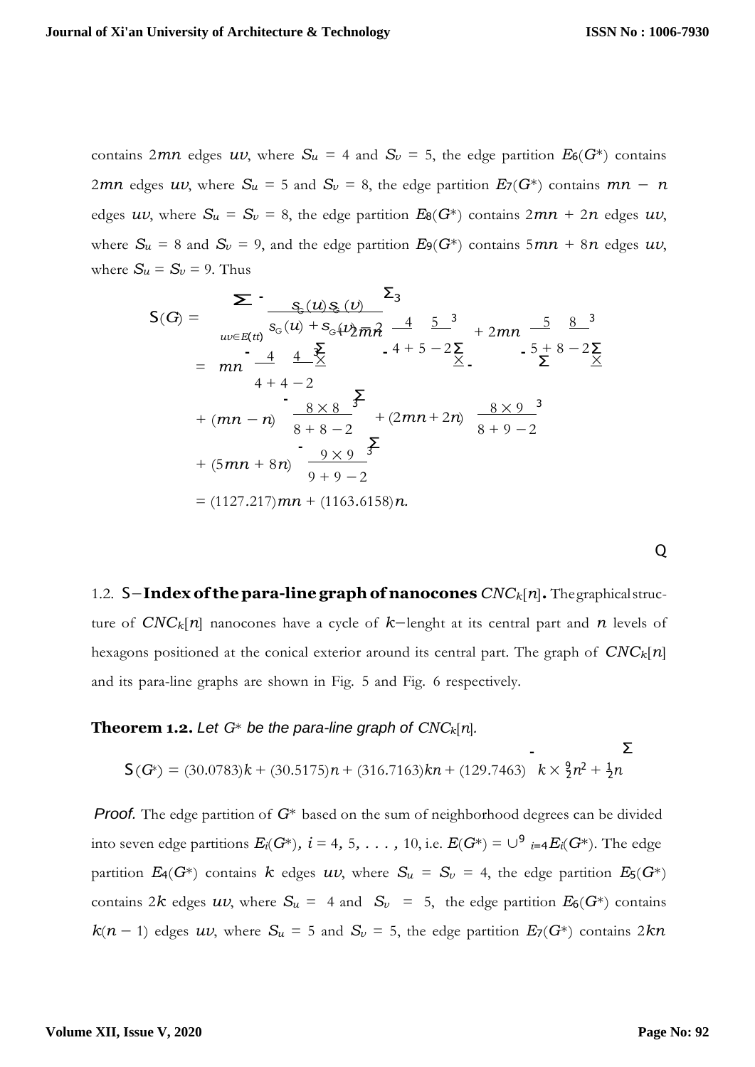contains $2mn$ edges $uv$, where $S_u = 4$ and $S_v = 5$, the edge partition $E_6(G^*)$ contains $2mn$ edges $uv$, where $S_u = 5$ and $S_v = 8$, the edge partition $E_7(G^*)$ contains $mn - n$ edges $uv$, where $S_u = S_v = 8$, the edge partition $E_8(G^*)$ contains $2mn + 2n$ edges $uv$, where $S_u = 8$ and $S_v = 9$, and the edge partition $E_9(G^*)$ contains $5mn + 8n$ edges $uv$, where $S_u = S_v = 9$. Thus

$$
\begin{aligned}
S(G) &= \sum_{uv \in E(G)} \left( \frac{S_G(u) S_G(v)}{S_G(u) + S_G(v) - 2} \right)^3 \\
&= mn \left( \frac{4 \times 4}{4 + 4 - 2} \right)^3 + 2mn \left( \frac{4 \times 5}{4 + 5 - 2} \right)^3 + 2mn \left( \frac{5 \times 8}{5 + 8 - 2} \right)^3 \\
&+ (mn - n) \left( \frac{8 \times 8}{8 + 8 - 2} \right)^3 + (2mn + 2n) \left( \frac{8 \times 9}{8 + 9 - 2} \right)^3 \\
&+ (5mn + 8n) \left( \frac{9 \times 9}{9 + 9 - 2} \right)^3 \\
&= (1127.217)mn + (1163.6158)n.
\end{aligned}
$$

Q

1.2. **S−Index of the para-line graph of nanocones** $CNC_k[n]$**.** The graphical structure of $CNC_k[n]$ nanocones have a cycle of $k-$lenght at its central part and $n$ levels of hexagons positioned at the conical exterior around its central part. The graph of $CNC_k[n]$ and its para-line graphs are shown in Fig. 5 and Fig. 6 respectively.

**Theorem 1.2.** *Let $G^*$ be the para-line graph of $CNC_k[n]$.*

$$
S(G^*) = (30.0783)k + (30.5175)n + (316.7163)kn + (129.7463)\left(k \times \tfrac{9}{2}n^2 + \tfrac{1}{2}n\right)
$$

*Proof.* The edge partition of $G^*$ based on the sum of neighborhood degrees can be divided into seven edge partitions $E_i(G^*)$, $i = 4, 5, \ldots, 10$, i.e. $E(G^*) = \cup^9_{i=4} E_i(G^*)$. The edge partition $E_4(G^*)$ contains $k$ edges $uv$, where $S_u = S_v = 4$, the edge partition $E_5(G^*)$ contains $2k$ edges $uv$, where $S_u = 4$ and $S_v = 5$, the edge partition $E_6(G^*)$ contains $k(n - 1)$ edges $uv$, where $S_u = 5$ and $S_v = 5$, the edge partition $E_7(G^*)$ contains $2kn$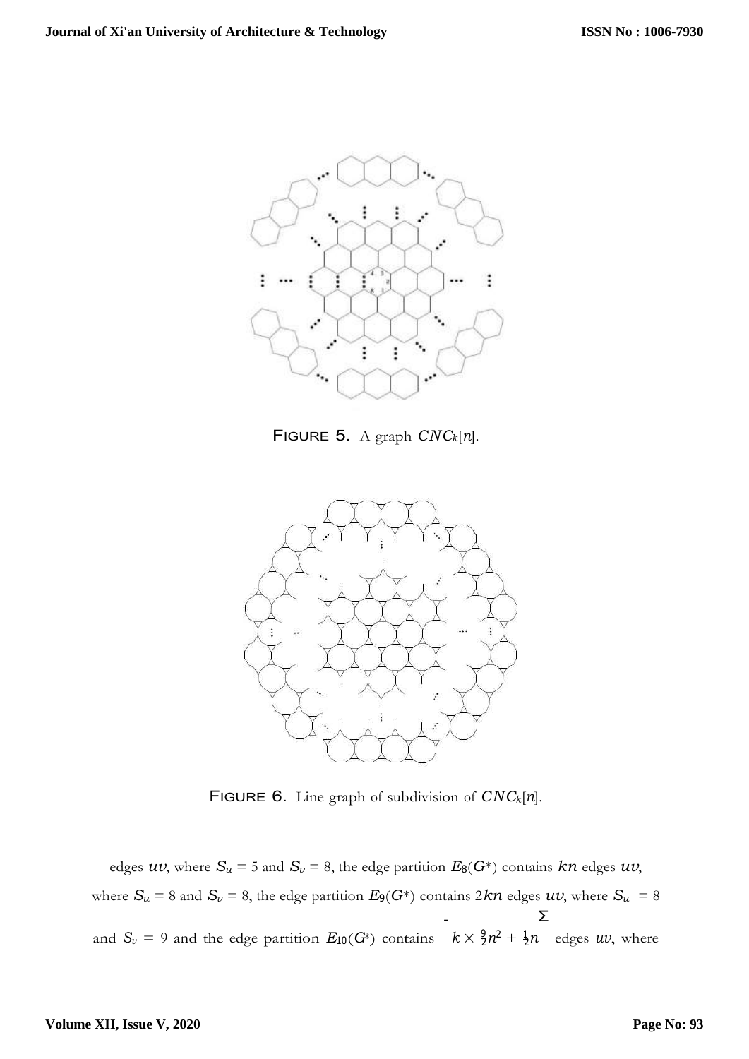FIGURE 5. A graph $CNC_k[n]$.

FIGURE 6. Line graph of subdivision of $CNC_k[n]$.

edges $uv$, where $S_u = 5$ and $S_v = 8$, the edge partition $E_8(G^*)$ contains $kn$ edges $uv$, where $S_u = 8$ and $S_v = 8$, the edge partition $E_9(G^*)$ contains $2kn$ edges $uv$, where $S_u = 8$ and $S_v = 9$ and the edge partition $E_{10}(G^*)$ contains $k \times \left(\frac{9}{2}n^2 + \frac{1}{2}n\right)$ edges $uv$, where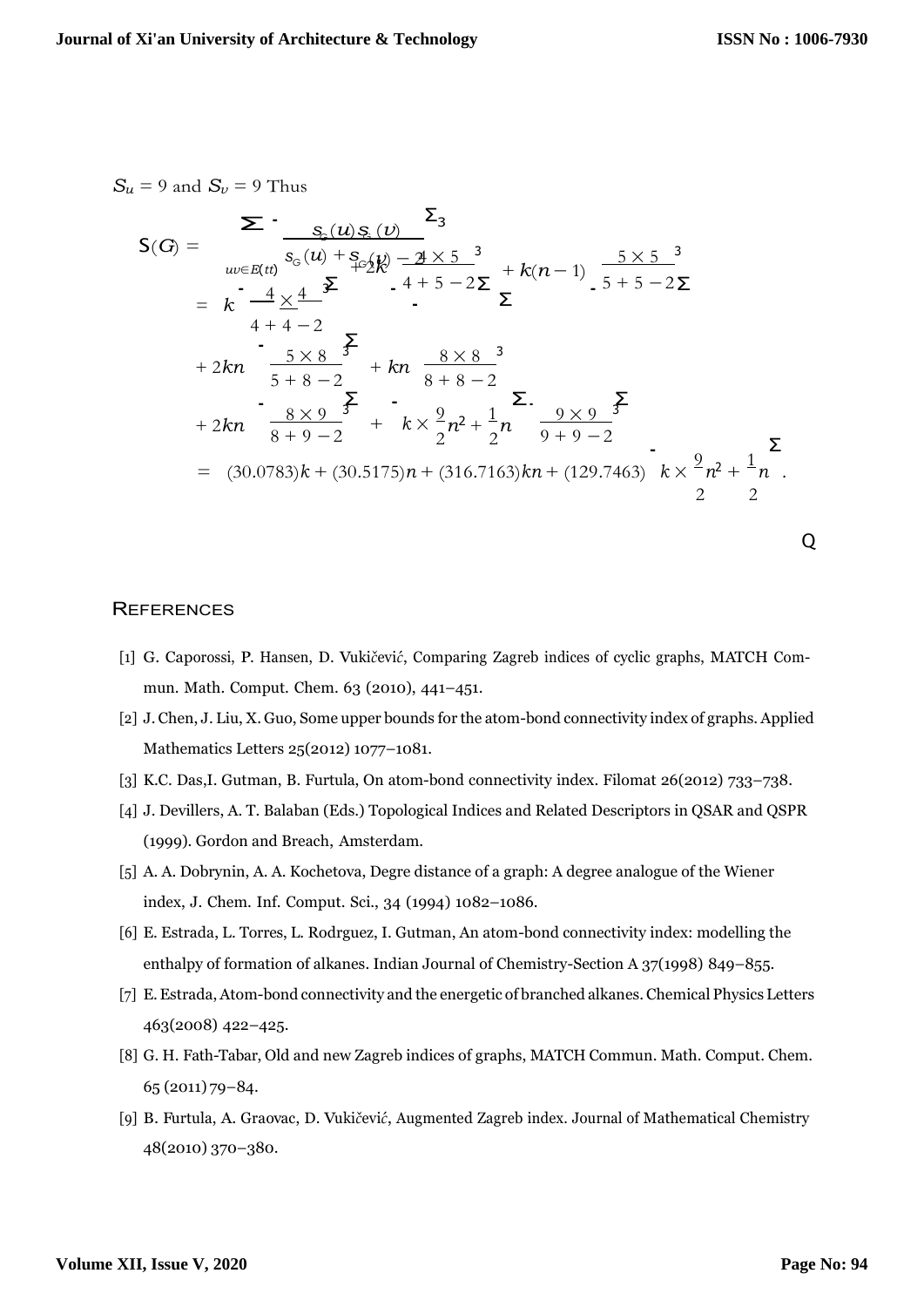$S_u = 9$ and $S_v = 9$ Thus

$$
\begin{aligned}
S(G) &= \sum_{uv \in E(tt)} \left( \frac{S_G(u) S_G(v)}{S_G(u) + S_G(v) - 2} \right)^3 \\
&= k \left( \frac{4 \times 4}{4 + 4 - 2} \right)^3 + 2k \left( \frac{4 \times 5}{4 + 5 - 2} \right)^3 + k(n-1) \left( \frac{5 \times 5}{5 + 5 - 2} \right)^3 \\
&+ 2kn \left( \frac{5 \times 8}{5 + 8 - 2} \right)^3 + kn \left( \frac{8 \times 8}{8 + 8 - 2} \right)^3 \\
&+ 2kn \left( \frac{8 \times 9}{8 + 9 - 2} \right)^3 + \left( k \times \frac{9}{2} n^2 + \frac{1}{2} n \right) \left( \frac{9 \times 9}{9 + 9 - 2} \right)^3 \\
&= (30.0783)k + (30.5175)n + (316.7163)kn + (129.7463) \left( k \times \frac{9}{2} n^2 + \frac{1}{2} n \right).
\end{aligned}
$$

∎

## References

[1] G. Caporossi, P. Hansen, D. Vukičević, Comparing Zagreb indices of cyclic graphs, MATCH Commun. Math. Comput. Chem. 63 (2010), 441–451.

[2] J. Chen, J. Liu, X. Guo, Some upper bounds for the atom-bond connectivity index of graphs. Applied Mathematics Letters 25(2012) 1077–1081.

[3] K.C. Das,I. Gutman, B. Furtula, On atom-bond connectivity index. Filomat 26(2012) 733–738.

[4] J. Devillers, A. T. Balaban (Eds.) Topological Indices and Related Descriptors in QSAR and QSPR (1999). Gordon and Breach, Amsterdam.

[5] A. A. Dobrynin, A. A. Kochetova, Degre distance of a graph: A degree analogue of the Wiener index, J. Chem. Inf. Comput. Sci., 34 (1994) 1082–1086.

[6] E. Estrada, L. Torres, L. Rodrguez, I. Gutman, An atom-bond connectivity index: modelling the enthalpy of formation of alkanes. Indian Journal of Chemistry-Section A 37(1998) 849–855.

[7] E. Estrada, Atom-bond connectivity and the energetic of branched alkanes. Chemical Physics Letters 463(2008) 422–425.

[8] G. H. Fath-Tabar, Old and new Zagreb indices of graphs, MATCH Commun. Math. Comput. Chem. 65 (2011) 79–84.

[9] B. Furtula, A. Graovac, D. Vukičević, Augmented Zagreb index. Journal of Mathematical Chemistry 48(2010) 370–380.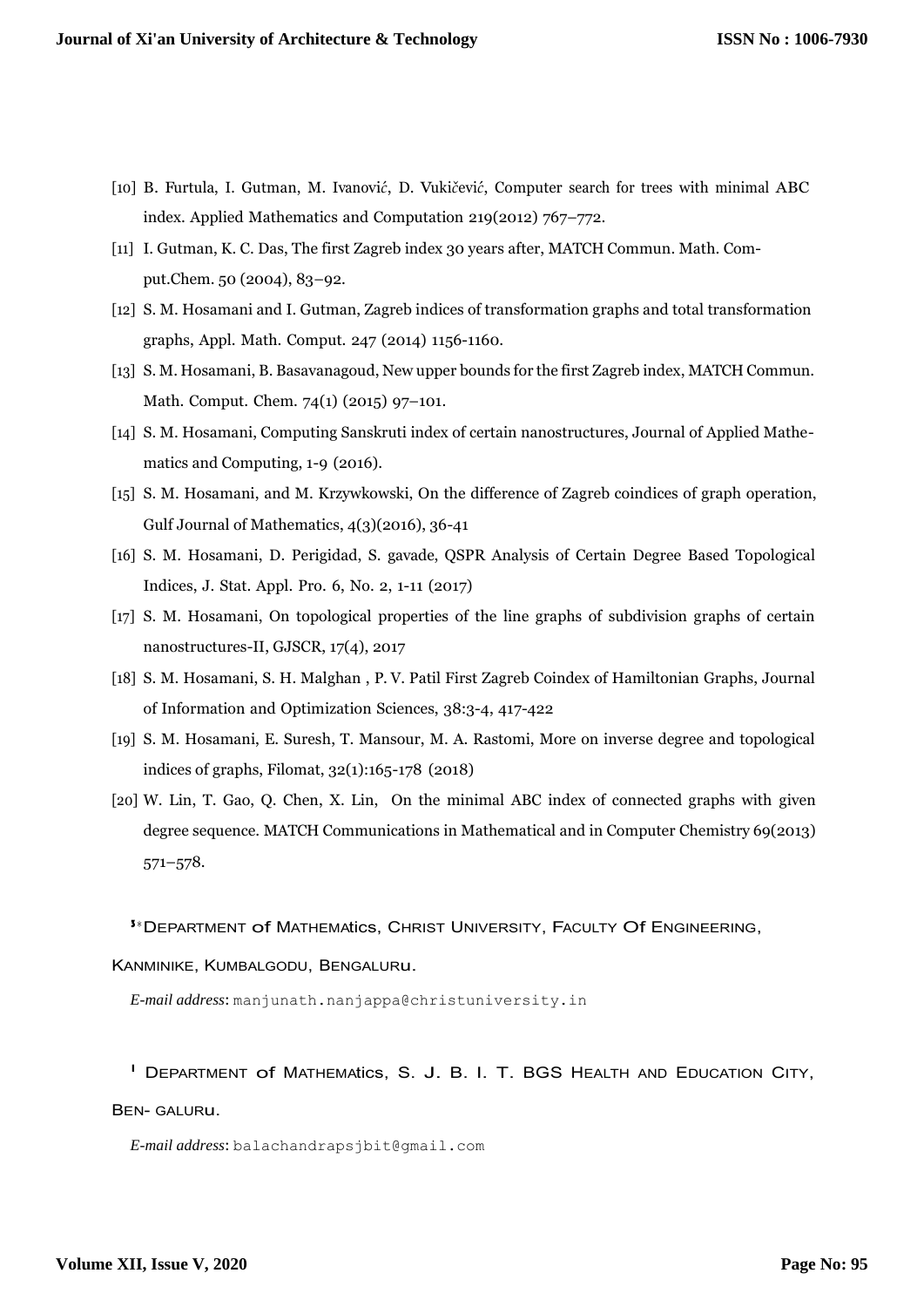[10] B. Furtula, I. Gutman, M. Ivanović, D. Vukičević, Computer search for trees with minimal ABC index. Applied Mathematics and Computation 219(2012) 767–772.

[11] I. Gutman, K. C. Das, The first Zagreb index 30 years after, MATCH Commun. Math. Comput.Chem. 50 (2004), 83–92.

[12] S. M. Hosamani and I. Gutman, Zagreb indices of transformation graphs and total transformation graphs, Appl. Math. Comput. 247 (2014) 1156-1160.

[13] S. M. Hosamani, B. Basavanagoud, New upper bounds for the first Zagreb index, MATCH Commun. Math. Comput. Chem. 74(1) (2015) 97–101.

[14] S. M. Hosamani, Computing Sanskruti index of certain nanostructures, Journal of Applied Mathematics and Computing, 1-9 (2016).

[15] S. M. Hosamani, and M. Krzywkowski, On the difference of Zagreb coindices of graph operation, Gulf Journal of Mathematics, 4(3)(2016), 36-41

[16] S. M. Hosamani, D. Perigidad, S. gavade, QSPR Analysis of Certain Degree Based Topological Indices, J. Stat. Appl. Pro. 6, No. 2, 1-11 (2017)

[17] S. M. Hosamani, On topological properties of the line graphs of subdivision graphs of certain nanostructures-II, GJSCR, 17(4), 2017

[18] S. M. Hosamani, S. H. Malghan , P. V. Patil First Zagreb Coindex of Hamiltonian Graphs, Journal of Information and Optimization Sciences, 38:3-4, 417-422

[19] S. M. Hosamani, E. Suresh, T. Mansour, M. A. Rastomi, More on inverse degree and topological indices of graphs, Filomat, 32(1):165-178 (2018)

[20] W. Lin, T. Gao, Q. Chen, X. Lin, On the minimal ABC index of connected graphs with given degree sequence. MATCH Communications in Mathematical and in Computer Chemistry 69(2013) 571–578.

[1,*] DEPARTMENT Of MATHEMAtics, CHRIST UNIVERSITY, FACULTY Of ENGINEERING, KANMINIKE, KUMBALGODU, BENGALURu.

*E-mail address*: manjunath.nanjappa@christuniversity.in

[2] DEPARTMENT Of MATHEMAtics, S. J. B. I. T. BGS HEALTH AND EDUCATION CITY, BEN- GALURu.

*E-mail address*: balachandrapsjbit@gmail.com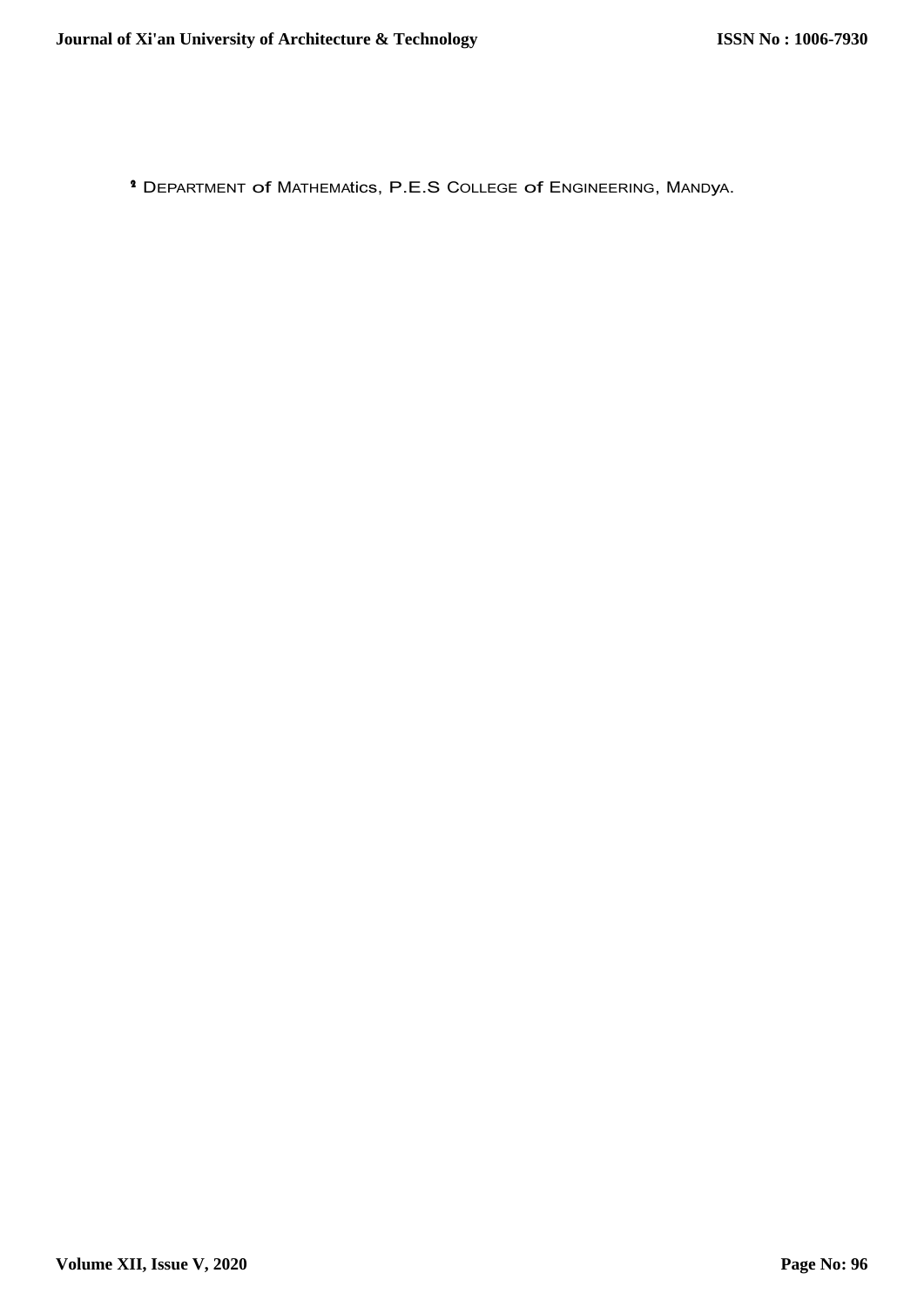[2] DEPARTMENT of MATHEMAtics, P.E.S COLLEGE of ENGINEERING, MANDyA.